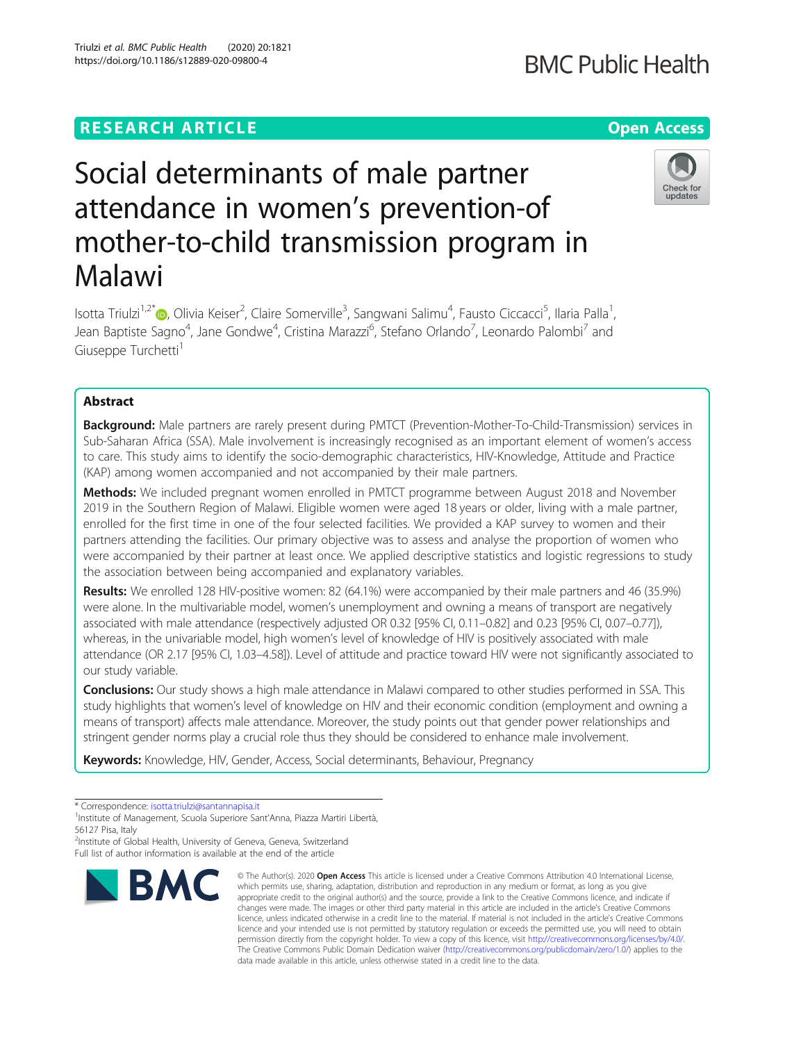RESEARCH ARTICLE

Open Access

# Social determinants of male partner attendance in women's prevention-of mother-to-child transmission program in Malawi

Isotta Triulzi[1,2*], Olivia Keiser[2], Claire Somerville[3], Sangwani Salimu[4], Fausto Ciccacci[5], Ilaria Palla[1], Jean Baptiste Sagno[4], Jane Gondwe[4], Cristina Marazzi[6], Stefano Orlando[7], Leonardo Palombi[7] and Giuseppe Turchetti[1]

## Abstract

**Background:** Male partners are rarely present during PMTCT (Prevention-Mother-To-Child-Transmission) services in Sub-Saharan Africa (SSA). Male involvement is increasingly recognised as an important element of women's access to care. This study aims to identify the socio-demographic characteristics, HIV-Knowledge, Attitude and Practice (KAP) among women accompanied and not accompanied by their male partners.

**Methods:** We included pregnant women enrolled in PMTCT programme between August 2018 and November 2019 in the Southern Region of Malawi. Eligible women were aged 18 years or older, living with a male partner, enrolled for the first time in one of the four selected facilities. We provided a KAP survey to women and their partners attending the facilities. Our primary objective was to assess and analyse the proportion of women who were accompanied by their partner at least once. We applied descriptive statistics and logistic regressions to study the association between being accompanied and explanatory variables.

**Results:** We enrolled 128 HIV-positive women: 82 (64.1%) were accompanied by their male partners and 46 (35.9%) were alone. In the multivariable model, women's unemployment and owning a means of transport are negatively associated with male attendance (respectively adjusted OR 0.32 [95% CI, 0.11–0.82] and 0.23 [95% CI, 0.07–0.77]), whereas, in the univariable model, high women's level of knowledge of HIV is positively associated with male attendance (OR 2.17 [95% CI, 1.03–4.58]). Level of attitude and practice toward HIV were not significantly associated to our study variable.

**Conclusions:** Our study shows a high male attendance in Malawi compared to other studies performed in SSA. This study highlights that women's level of knowledge on HIV and their economic condition (employment and owning a means of transport) affects male attendance. Moreover, the study points out that gender power relationships and stringent gender norms play a crucial role thus they should be considered to enhance male involvement.

**Keywords:** Knowledge, HIV, Gender, Access, Social determinants, Behaviour, Pregnancy

\* Correspondence: isotta.triulzi@santannapisa.it
[1]Institute of Management, Scuola Superiore Sant'Anna, Piazza Martiri Libertà, 56127 Pisa, Italy
[2]Institute of Global Health, University of Geneva, Geneva, Switzerland
Full list of author information is available at the end of the article

© The Author(s). 2020 **Open Access** This article is licensed under a Creative Commons Attribution 4.0 International License, which permits use, sharing, adaptation, distribution and reproduction in any medium or format, as long as you give appropriate credit to the original author(s) and the source, provide a link to the Creative Commons licence, and indicate if changes were made. The images or other third party material in this article are included in the article's Creative Commons licence, unless indicated otherwise in a credit line to the material. If material is not included in the article's Creative Commons licence and your intended use is not permitted by statutory regulation or exceeds the permitted use, you will need to obtain permission directly from the copyright holder. To view a copy of this licence, visit http://creativecommons.org/licenses/by/4.0/. The Creative Commons Public Domain Dedication waiver (http://creativecommons.org/publicdomain/zero/1.0/) applies to the data made available in this article, unless otherwise stated in a credit line to the data.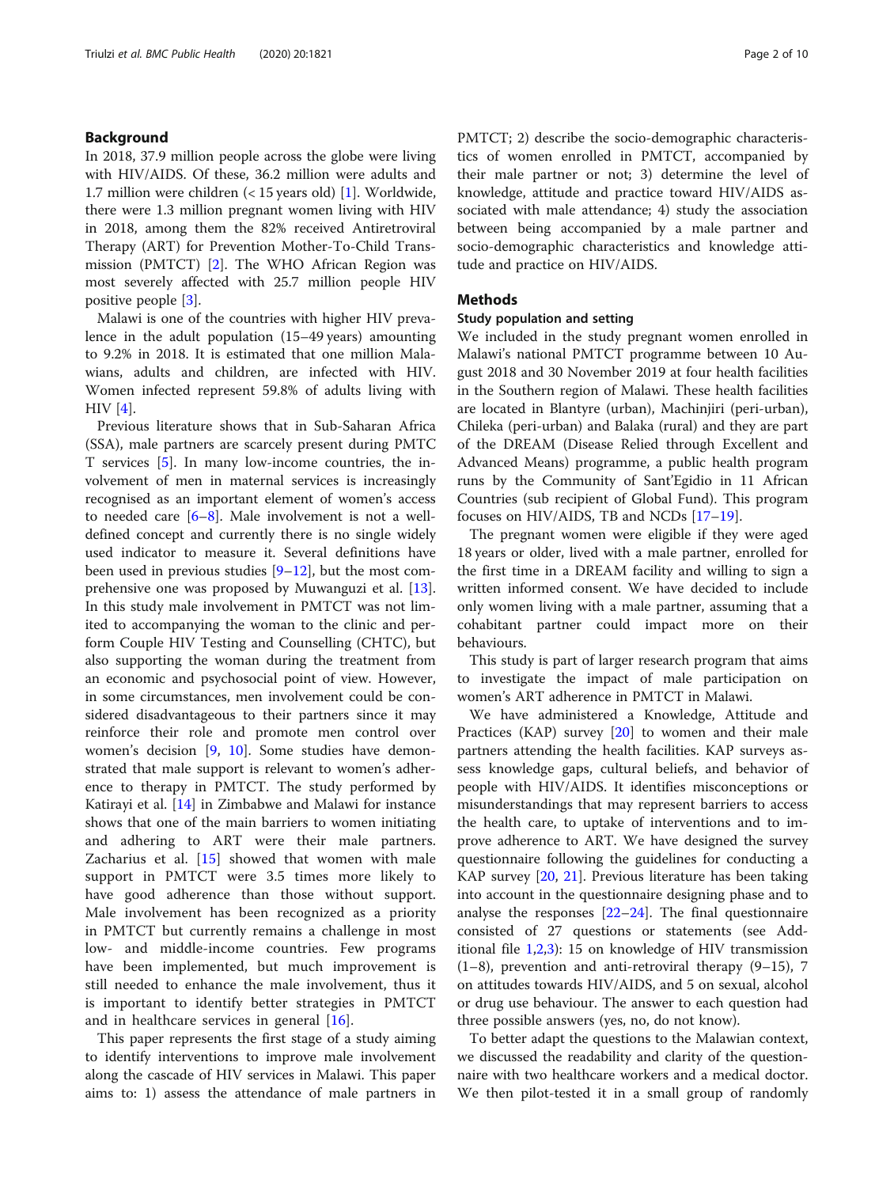## Background

In 2018, 37.9 million people across the globe were living with HIV/AIDS. Of these, 36.2 million were adults and 1.7 million were children (< 15 years old) [1]. Worldwide, there were 1.3 million pregnant women living with HIV in 2018, among them the 82% received Antiretroviral Therapy (ART) for Prevention Mother-To-Child Transmission (PMTCT) [2]. The WHO African Region was most severely affected with 25.7 million people HIV positive people [3].

Malawi is one of the countries with higher HIV prevalence in the adult population (15–49 years) amounting to 9.2% in 2018. It is estimated that one million Malawians, adults and children, are infected with HIV. Women infected represent 59.8% of adults living with HIV [4].

Previous literature shows that in Sub-Saharan Africa (SSA), male partners are scarcely present during PMTCT services [5]. In many low-income countries, the involvement of men in maternal services is increasingly recognised as an important element of women's access to needed care [6–8]. Male involvement is not a well-defined concept and currently there is no single widely used indicator to measure it. Several definitions have been used in previous studies [9–12], but the most comprehensive one was proposed by Muwanguzi et al. [13]. In this study male involvement in PMTCT was not limited to accompanying the woman to the clinic and perform Couple HIV Testing and Counselling (CHTC), but also supporting the woman during the treatment from an economic and psychosocial point of view. However, in some circumstances, men involvement could be considered disadvantageous to their partners since it may reinforce their role and promote men control over women's decision [9, 10]. Some studies have demonstrated that male support is relevant to women's adherence to therapy in PMTCT. The study performed by Katirayi et al. [14] in Zimbabwe and Malawi for instance shows that one of the main barriers to women initiating and adhering to ART were their male partners. Zacharius et al. [15] showed that women with male support in PMTCT were 3.5 times more likely to have good adherence than those without support. Male involvement has been recognized as a priority in PMTCT but currently remains a challenge in most low- and middle-income countries. Few programs have been implemented, but much improvement is still needed to enhance the male involvement, thus it is important to identify better strategies in PMTCT and in healthcare services in general [16].

This paper represents the first stage of a study aiming to identify interventions to improve male involvement along the cascade of HIV services in Malawi. This paper aims to: 1) assess the attendance of male partners in PMTCT; 2) describe the socio-demographic characteristics of women enrolled in PMTCT, accompanied by their male partner or not; 3) determine the level of knowledge, attitude and practice toward HIV/AIDS associated with male attendance; 4) study the association between being accompanied by a male partner and socio-demographic characteristics and knowledge attitude and practice on HIV/AIDS.

## Methods

### Study population and setting

We included in the study pregnant women enrolled in Malawi's national PMTCT programme between 10 August 2018 and 30 November 2019 at four health facilities in the Southern region of Malawi. These health facilities are located in Blantyre (urban), Machinjiri (peri-urban), Chileka (peri-urban) and Balaka (rural) and they are part of the DREAM (Disease Relied through Excellent and Advanced Means) programme, a public health program runs by the Community of Sant'Egidio in 11 African Countries (sub recipient of Global Fund). This program focuses on HIV/AIDS, TB and NCDs [17–19].

The pregnant women were eligible if they were aged 18 years or older, lived with a male partner, enrolled for the first time in a DREAM facility and willing to sign a written informed consent. We have decided to include only women living with a male partner, assuming that a cohabitant partner could impact more on their behaviours.

This study is part of larger research program that aims to investigate the impact of male participation on women's ART adherence in PMTCT in Malawi.

We have administered a Knowledge, Attitude and Practices (KAP) survey [20] to women and their male partners attending the health facilities. KAP surveys assess knowledge gaps, cultural beliefs, and behavior of people with HIV/AIDS. It identifies misconceptions or misunderstandings that may represent barriers to access the health care, to uptake of interventions and to improve adherence to ART. We have designed the survey questionnaire following the guidelines for conducting a KAP survey [20, 21]. Previous literature has been taking into account in the questionnaire designing phase and to analyse the responses [22–24]. The final questionnaire consisted of 27 questions or statements (see Additional file 1,2,3): 15 on knowledge of HIV transmission (1–8), prevention and anti-retroviral therapy (9–15), 7 on attitudes towards HIV/AIDS, and 5 on sexual, alcohol or drug use behaviour. The answer to each question had three possible answers (yes, no, do not know).

To better adapt the questions to the Malawian context, we discussed the readability and clarity of the questionnaire with two healthcare workers and a medical doctor. We then pilot-tested it in a small group of randomly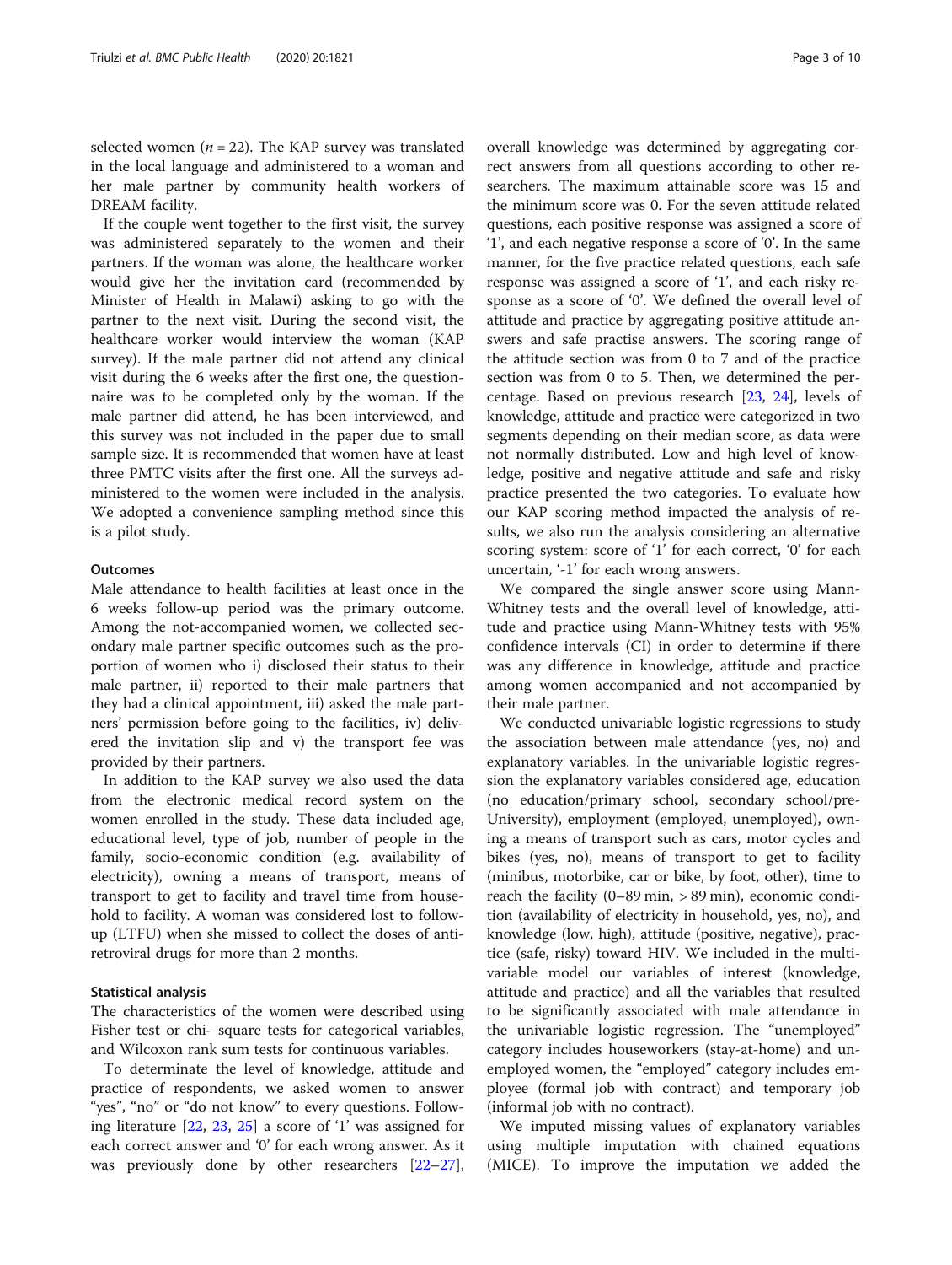selected women ($n = 22$). The KAP survey was translated in the local language and administered to a woman and her male partner by community health workers of DREAM facility.

If the couple went together to the first visit, the survey was administered separately to the women and their partners. If the woman was alone, the healthcare worker would give her the invitation card (recommended by Minister of Health in Malawi) asking to go with the partner to the next visit. During the second visit, the healthcare worker would interview the woman (KAP survey). If the male partner did not attend any clinical visit during the 6 weeks after the first one, the questionnaire was to be completed only by the woman. If the male partner did attend, he has been interviewed, and this survey was not included in the paper due to small sample size. It is recommended that women have at least three PMTC visits after the first one. All the surveys administered to the women were included in the analysis. We adopted a convenience sampling method since this is a pilot study.

### Outcomes

Male attendance to health facilities at least once in the 6 weeks follow-up period was the primary outcome. Among the not-accompanied women, we collected secondary male partner specific outcomes such as the proportion of women who i) disclosed their status to their male partner, ii) reported to their male partners that they had a clinical appointment, iii) asked the male partners' permission before going to the facilities, iv) delivered the invitation slip and v) the transport fee was provided by their partners.

In addition to the KAP survey we also used the data from the electronic medical record system on the women enrolled in the study. These data included age, educational level, type of job, number of people in the family, socio-economic condition (e.g. availability of electricity), owning a means of transport, means of transport to get to facility and travel time from household to facility. A woman was considered lost to follow-up (LTFU) when she missed to collect the doses of antiretroviral drugs for more than 2 months.

### Statistical analysis

The characteristics of the women were described using Fisher test or chi- square tests for categorical variables, and Wilcoxon rank sum tests for continuous variables.

To determinate the level of knowledge, attitude and practice of respondents, we asked women to answer "yes", "no" or "do not know" to every questions. Following literature [22, 23, 25] a score of '1' was assigned for each correct answer and '0' for each wrong answer. As it was previously done by other researchers [22–27], overall knowledge was determined by aggregating correct answers from all questions according to other researchers. The maximum attainable score was 15 and the minimum score was 0. For the seven attitude related questions, each positive response was assigned a score of '1', and each negative response a score of '0'. In the same manner, for the five practice related questions, each safe response was assigned a score of '1', and each risky response as a score of '0'. We defined the overall level of attitude and practice by aggregating positive attitude answers and safe practise answers. The scoring range of the attitude section was from 0 to 7 and of the practice section was from 0 to 5. Then, we determined the percentage. Based on previous research [23, 24], levels of knowledge, attitude and practice were categorized in two segments depending on their median score, as data were not normally distributed. Low and high level of knowledge, positive and negative attitude and safe and risky practice presented the two categories. To evaluate how our KAP scoring method impacted the analysis of results, we also run the analysis considering an alternative scoring system: score of '1' for each correct, '0' for each uncertain, '-1' for each wrong answers.

We compared the single answer score using Mann-Whitney tests and the overall level of knowledge, attitude and practice using Mann-Whitney tests with 95% confidence intervals (CI) in order to determine if there was any difference in knowledge, attitude and practice among women accompanied and not accompanied by their male partner.

We conducted univariable logistic regressions to study the association between male attendance (yes, no) and explanatory variables. In the univariable logistic regression the explanatory variables considered age, education (no education/primary school, secondary school/pre-University), employment (employed, unemployed), owning a means of transport such as cars, motor cycles and bikes (yes, no), means of transport to get to facility (minibus, motorbike, car or bike, by foot, other), time to reach the facility (0–89 min, > 89 min), economic condition (availability of electricity in household, yes, no), and knowledge (low, high), attitude (positive, negative), practice (safe, risky) toward HIV. We included in the multivariable model our variables of interest (knowledge, attitude and practice) and all the variables that resulted to be significantly associated with male attendance in the univariable logistic regression. The "unemployed" category includes houseworkers (stay-at-home) and unemployed women, the "employed" category includes employee (formal job with contract) and temporary job (informal job with no contract).

We imputed missing values of explanatory variables using multiple imputation with chained equations (MICE). To improve the imputation we added the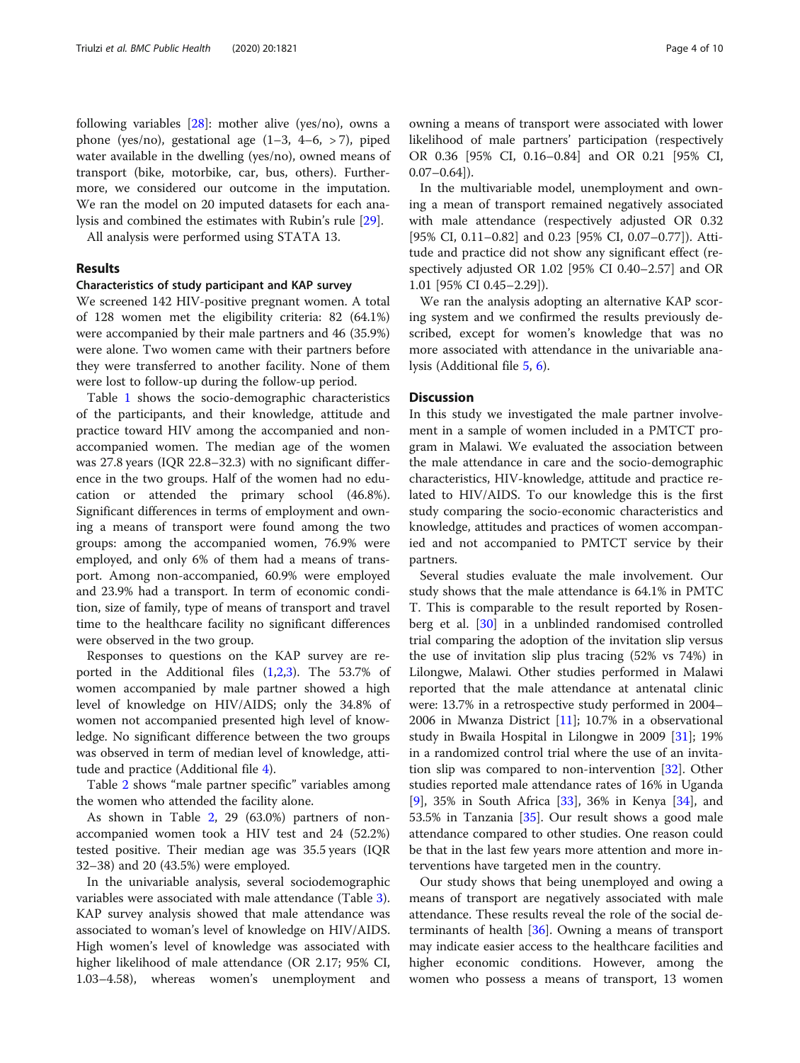following variables [28]: mother alive (yes/no), owns a phone (yes/no), gestational age (1–3, 4–6, > 7), piped water available in the dwelling (yes/no), owned means of transport (bike, motorbike, car, bus, others). Furthermore, we considered our outcome in the imputation. We ran the model on 20 imputed datasets for each analysis and combined the estimates with Rubin's rule [29].

All analysis were performed using STATA 13.

## Results

### Characteristics of study participant and KAP survey

We screened 142 HIV-positive pregnant women. A total of 128 women met the eligibility criteria: 82 (64.1%) were accompanied by their male partners and 46 (35.9%) were alone. Two women came with their partners before they were transferred to another facility. None of them were lost to follow-up during the follow-up period.

Table 1 shows the socio-demographic characteristics of the participants, and their knowledge, attitude and practice toward HIV among the accompanied and non-accompanied women. The median age of the women was 27.8 years (IQR 22.8–32.3) with no significant difference in the two groups. Half of the women had no education or attended the primary school (46.8%). Significant differences in terms of employment and owning a means of transport were found among the two groups: among the accompanied women, 76.9% were employed, and only 6% of them had a means of transport. Among non-accompanied, 60.9% were employed and 23.9% had a transport. In term of economic condition, size of family, type of means of transport and travel time to the healthcare facility no significant differences were observed in the two group.

Responses to questions on the KAP survey are reported in the Additional files (1,2,3). The 53.7% of women accompanied by male partner showed a high level of knowledge on HIV/AIDS; only the 34.8% of women not accompanied presented high level of knowledge. No significant difference between the two groups was observed in term of median level of knowledge, attitude and practice (Additional file 4).

Table 2 shows "male partner specific" variables among the women who attended the facility alone.

As shown in Table 2, 29 (63.0%) partners of non-accompanied women took a HIV test and 24 (52.2%) tested positive. Their median age was 35.5 years (IQR 32–38) and 20 (43.5%) were employed.

In the univariable analysis, several sociodemographic variables were associated with male attendance (Table 3). KAP survey analysis showed that male attendance was associated to woman's level of knowledge on HIV/AIDS. High women's level of knowledge was associated with higher likelihood of male attendance (OR 2.17; 95% CI, 1.03–4.58), whereas women's unemployment and owning a means of transport were associated with lower likelihood of male partners' participation (respectively OR 0.36 [95% CI, 0.16–0.84] and OR 0.21 [95% CI, 0.07–0.64]).

In the multivariable model, unemployment and owning a mean of transport remained negatively associated with male attendance (respectively adjusted OR 0.32 [95% CI, 0.11–0.82] and 0.23 [95% CI, 0.07–0.77]). Attitude and practice did not show any significant effect (respectively adjusted OR 1.02 [95% CI 0.40–2.57] and OR 1.01 [95% CI 0.45–2.29]).

We ran the analysis adopting an alternative KAP scoring system and we confirmed the results previously described, except for women's knowledge that was no more associated with attendance in the univariable analysis (Additional file 5, 6).

## Discussion

In this study we investigated the male partner involvement in a sample of women included in a PMTCT program in Malawi. We evaluated the association between the male attendance in care and the socio-demographic characteristics, HIV-knowledge, attitude and practice related to HIV/AIDS. To our knowledge this is the first study comparing the socio-economic characteristics and knowledge, attitudes and practices of women accompanied and not accompanied to PMTCT service by their partners.

Several studies evaluate the male involvement. Our study shows that the male attendance is 64.1% in PMTCT. This is comparable to the result reported by Rosenberg et al. [30] in a unblinded randomised controlled trial comparing the adoption of the invitation slip versus the use of invitation slip plus tracing (52% vs 74%) in Lilongwe, Malawi. Other studies performed in Malawi reported that the male attendance at antenatal clinic were: 13.7% in a retrospective study performed in 2004–2006 in Mwanza District [11]; 10.7% in a observational study in Bwaila Hospital in Lilongwe in 2009 [31]; 19% in a randomized control trial where the use of an invitation slip was compared to non-intervention [32]. Other studies reported male attendance rates of 16% in Uganda [9], 35% in South Africa [33], 36% in Kenya [34], and 53.5% in Tanzania [35]. Our result shows a good male attendance compared to other studies. One reason could be that in the last few years more attention and more interventions have targeted men in the country.

Our study shows that being unemployed and owing a means of transport are negatively associated with male attendance. These results reveal the role of the social determinants of health [36]. Owning a means of transport may indicate easier access to the healthcare facilities and higher economic conditions. However, among the women who possess a means of transport, 13 women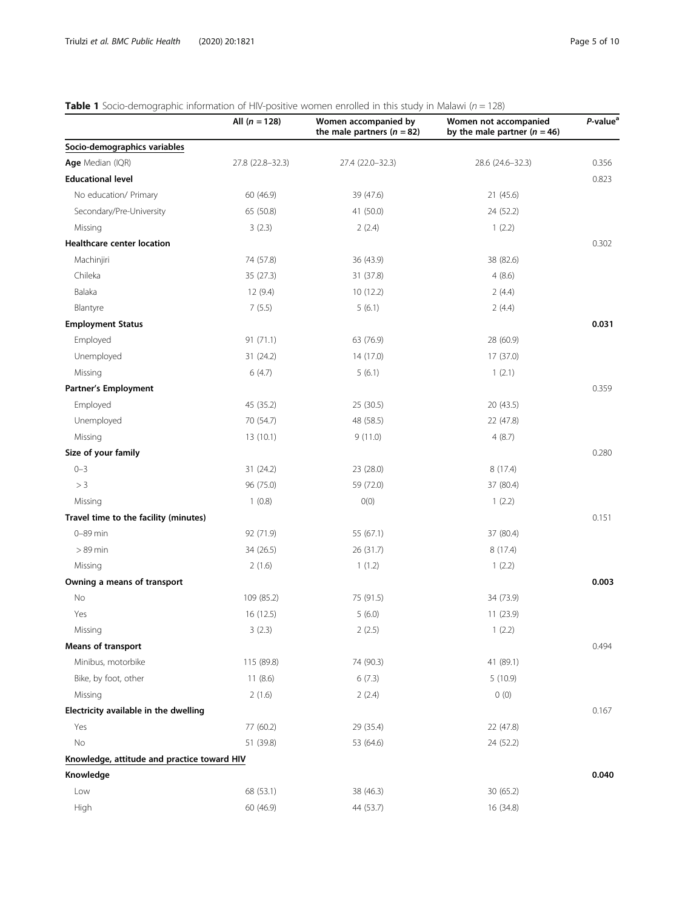**Table 1** Socio-demographic information of HIV-positive women enrolled in this study in Malawi ($n = 128$)

| | All ($n = 128$) | Women accompanied by the male partners ($n = 82$) | Women not accompanied by the male partner ($n = 46$) | *P*-value[a] |
|---|---|---|---|---|
| Socio-demographics variables | | | | |
| **Age** Median (IQR) | 27.8 (22.8–32.3) | 27.4 (22.0–32.3) | 28.6 (24.6–32.3) | 0.356 |
| **Educational level** | | | | 0.823 |
| No education/ Primary | 60 (46.9) | 39 (47.6) | 21 (45.6) | |
| Secondary/Pre-University | 65 (50.8) | 41 (50.0) | 24 (52.2) | |
| Missing | 3 (2.3) | 2 (2.4) | 1 (2.2) | |
| **Healthcare center location** | | | | 0.302 |
| Machinjiri | 74 (57.8) | 36 (43.9) | 38 (82.6) | |
| Chileka | 35 (27.3) | 31 (37.8) | 4 (8.6) | |
| Balaka | 12 (9.4) | 10 (12.2) | 2 (4.4) | |
| Blantyre | 7 (5.5) | 5 (6.1) | 2 (4.4) | |
| **Employment Status** | | | | **0.031** |
| Employed | 91 (71.1) | 63 (76.9) | 28 (60.9) | |
| Unemployed | 31 (24.2) | 14 (17.0) | 17 (37.0) | |
| Missing | 6 (4.7) | 5 (6.1) | 1 (2.1) | |
| **Partner's Employment** | | | | 0.359 |
| Employed | 45 (35.2) | 25 (30.5) | 20 (43.5) | |
| Unemployed | 70 (54.7) | 48 (58.5) | 22 (47.8) | |
| Missing | 13 (10.1) | 9 (11.0) | 4 (8.7) | |
| **Size of your family** | | | | 0.280 |
| 0–3 | 31 (24.2) | 23 (28.0) | 8 (17.4) | |
| > 3 | 96 (75.0) | 59 (72.0) | 37 (80.4) | |
| Missing | 1 (0.8) | 0(0) | 1 (2.2) | |
| **Travel time to the facility (minutes)** | | | | 0.151 |
| 0–89 min | 92 (71.9) | 55 (67.1) | 37 (80.4) | |
| > 89 min | 34 (26.5) | 26 (31.7) | 8 (17.4) | |
| Missing | 2 (1.6) | 1 (1.2) | 1 (2.2) | |
| **Owning a means of transport** | | | | **0.003** |
| No | 109 (85.2) | 75 (91.5) | 34 (73.9) | |
| Yes | 16 (12.5) | 5 (6.0) | 11 (23.9) | |
| Missing | 3 (2.3) | 2 (2.5) | 1 (2.2) | |
| **Means of transport** | | | | 0.494 |
| Minibus, motorbike | 115 (89.8) | 74 (90.3) | 41 (89.1) | |
| Bike, by foot, other | 11 (8.6) | 6 (7.3) | 5 (10.9) | |
| Missing | 2 (1.6) | 2 (2.4) | 0 (0) | |
| **Electricity available in the dwelling** | | | | 0.167 |
| Yes | 77 (60.2) | 29 (35.4) | 22 (47.8) | |
| No | 51 (39.8) | 53 (64.6) | 24 (52.2) | |
| Knowledge, attitude and practice toward HIV | | | | |
| **Knowledge** | | | | **0.040** |
| Low | 68 (53.1) | 38 (46.3) | 30 (65.2) | |
| High | 60 (46.9) | 44 (53.7) | 16 (34.8) | |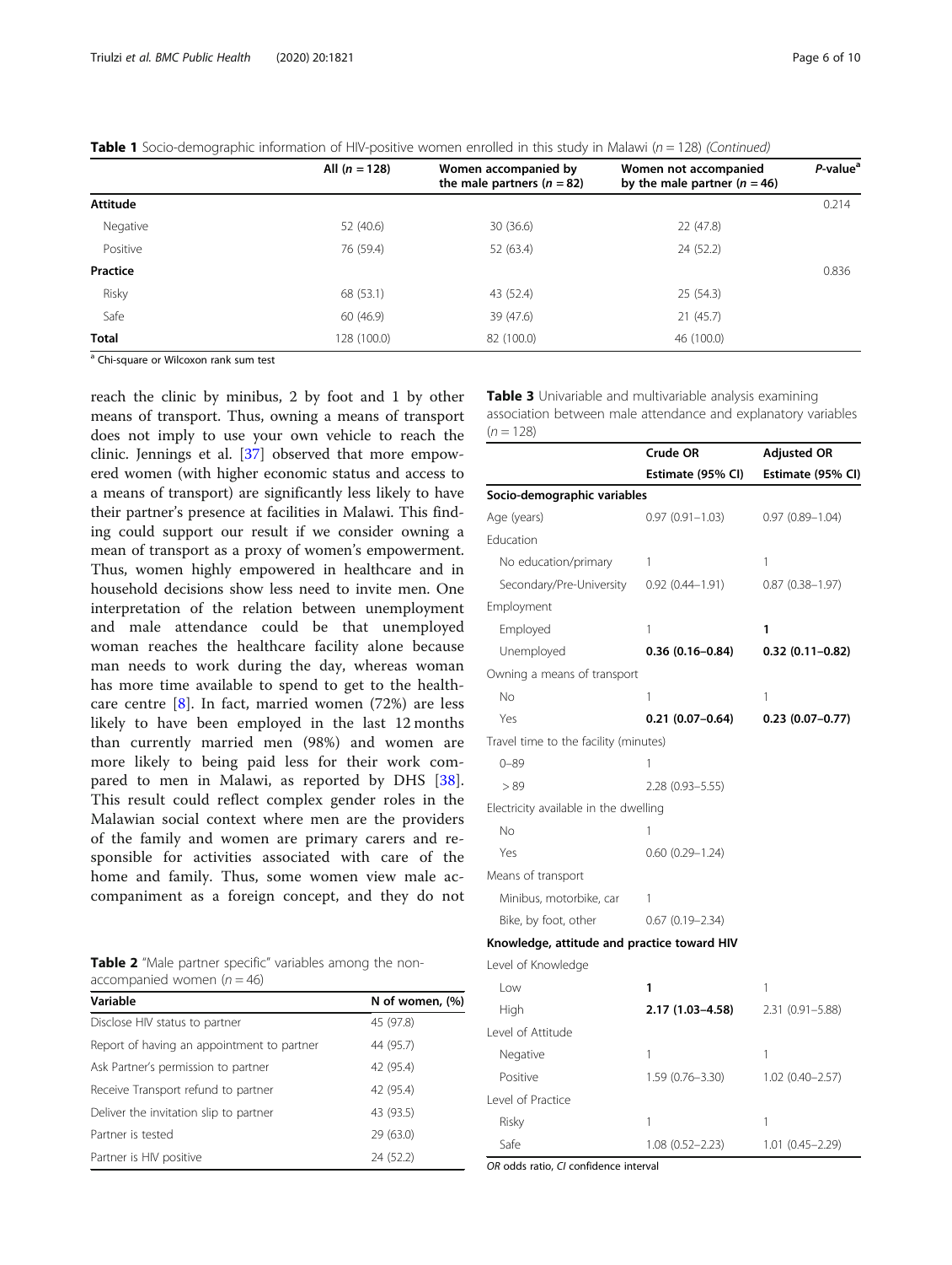**Table 1** Socio-demographic information of HIV-positive women enrolled in this study in Malawi ($n = 128$) *(Continued)*

| | All ($n = 128$) | Women accompanied by the male partners ($n = 82$) | Women not accompanied by the male partner ($n = 46$) | *P*-value[a] |
|---|---|---|---|---|
| **Attitude** | | | | 0.214 |
| Negative | 52 (40.6) | 30 (36.6) | 22 (47.8) | |
| Positive | 76 (59.4) | 52 (63.4) | 24 (52.2) | |
| **Practice** | | | | 0.836 |
| Risky | 68 (53.1) | 43 (52.4) | 25 (54.3) | |
| Safe | 60 (46.9) | 39 (47.6) | 21 (45.7) | |
| **Total** | 128 (100.0) | 82 (100.0) | 46 (100.0) | |

[a] Chi-square or Wilcoxon rank sum test

reach the clinic by minibus, 2 by foot and 1 by other means of transport. Thus, owning a means of transport does not imply to use your own vehicle to reach the clinic. Jennings et al. [37] observed that more empowered women (with higher economic status and access to a means of transport) are significantly less likely to have their partner's presence at facilities in Malawi. This finding could support our result if we consider owning a mean of transport as a proxy of women's empowerment. Thus, women highly empowered in healthcare and in household decisions show less need to invite men. One interpretation of the relation between unemployment and male attendance could be that unemployed woman reaches the healthcare facility alone because man needs to work during the day, whereas woman has more time available to spend to get to the healthcare centre [8]. In fact, married women (72%) are less likely to have been employed in the last 12 months than currently married men (98%) and women are more likely to being paid less for their work compared to men in Malawi, as reported by DHS [38]. This result could reflect complex gender roles in the Malawian social context where men are the providers of the family and women are primary carers and responsible for activities associated with care of the home and family. Thus, some women view male accompaniment as a foreign concept, and they do not

**Table 2** "Male partner specific" variables among the non-accompanied women ($n = 46$)

| Variable | N of women, (%) |
|---|---|
| Disclose HIV status to partner | 45 (97.8) |
| Report of having an appointment to partner | 44 (95.7) |
| Ask Partner's permission to partner | 42 (95.4) |
| Receive Transport refund to partner | 42 (95.4) |
| Deliver the invitation slip to partner | 43 (93.5) |
| Partner is tested | 29 (63.0) |
| Partner is HIV positive | 24 (52.2) |

**Table 3** Univariable and multivariable analysis examining association between male attendance and explanatory variables ($n = 128$)

| | Crude OR | Adjusted OR |
|---|---|---|
| | Estimate (95% CI) | Estimate (95% CI) |
| **Socio-demographic variables** | | |
| Age (years) | 0.97 (0.91–1.03) | 0.97 (0.89–1.04) |
| Education | | |
| No education/primary | 1 | 1 |
| Secondary/Pre-University | 0.92 (0.44–1.91) | 0.87 (0.38–1.97) |
| Employment | | |
| Employed | 1 | **1** |
| Unemployed | **0.36 (0.16–0.84)** | **0.32 (0.11–0.82)** |
| Owning a means of transport | | |
| No | 1 | 1 |
| Yes | **0.21 (0.07–0.64)** | **0.23 (0.07–0.77)** |
| Travel time to the facility (minutes) | | |
| 0–89 | 1 | |
| > 89 | 2.28 (0.93–5.55) | |
| Electricity available in the dwelling | | |
| No | 1 | |
| Yes | 0.60 (0.29–1.24) | |
| Means of transport | | |
| Minibus, motorbike, car | 1 | |
| Bike, by foot, other | 0.67 (0.19–2.34) | |
| **Knowledge, attitude and practice toward HIV** | | |
| Level of Knowledge | | |
| Low | **1** | 1 |
| High | **2.17 (1.03–4.58)** | 2.31 (0.91–5.88) |
| Level of Attitude | | |
| Negative | 1 | 1 |
| Positive | 1.59 (0.76–3.30) | 1.02 (0.40–2.57) |
| Level of Practice | | |
| Risky | 1 | 1 |
| Safe | 1.08 (0.52–2.23) | 1.01 (0.45–2.29) |

*OR* odds ratio, *CI* confidence interval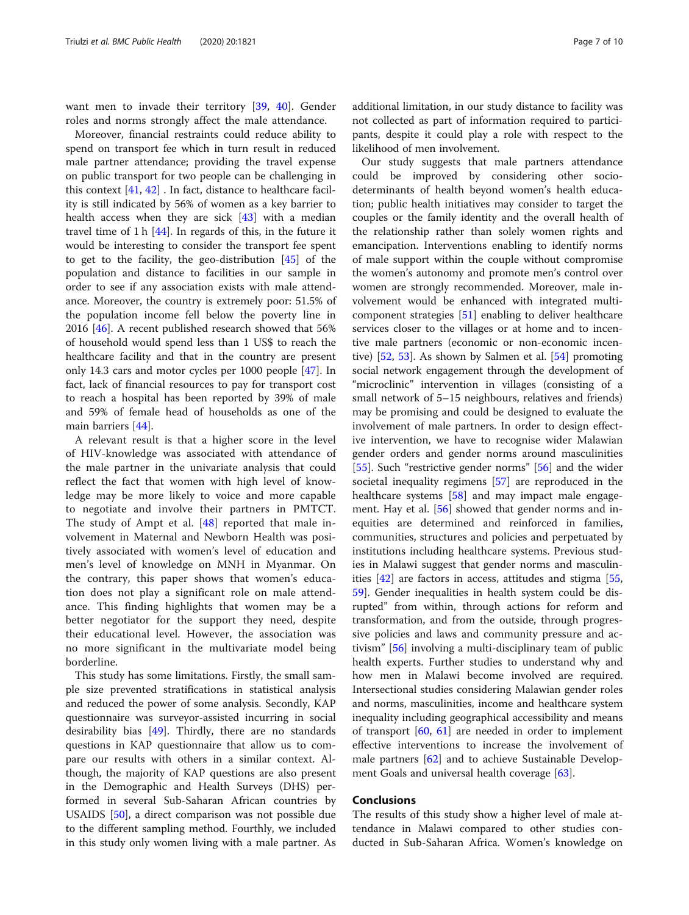want men to invade their territory [39, 40]. Gender roles and norms strongly affect the male attendance.

Moreover, financial restraints could reduce ability to spend on transport fee which in turn result in reduced male partner attendance; providing the travel expense on public transport for two people can be challenging in this context [41, 42] . In fact, distance to healthcare facility is still indicated by 56% of women as a key barrier to health access when they are sick [43] with a median travel time of 1 h [44]. In regards of this, in the future it would be interesting to consider the transport fee spent to get to the facility, the geo-distribution [45] of the population and distance to facilities in our sample in order to see if any association exists with male attendance. Moreover, the country is extremely poor: 51.5% of the population income fell below the poverty line in 2016 [46]. A recent published research showed that 56% of household would spend less than 1 US$ to reach the healthcare facility and that in the country are present only 14.3 cars and motor cycles per 1000 people [47]. In fact, lack of financial resources to pay for transport cost to reach a hospital has been reported by 39% of male and 59% of female head of households as one of the main barriers [44].

A relevant result is that a higher score in the level of HIV-knowledge was associated with attendance of the male partner in the univariate analysis that could reflect the fact that women with high level of knowledge may be more likely to voice and more capable to negotiate and involve their partners in PMTCT. The study of Ampt et al. [48] reported that male involvement in Maternal and Newborn Health was positively associated with women's level of education and men's level of knowledge on MNH in Myanmar. On the contrary, this paper shows that women's education does not play a significant role on male attendance. This finding highlights that women may be a better negotiator for the support they need, despite their educational level. However, the association was no more significant in the multivariate model being borderline.

This study has some limitations. Firstly, the small sample size prevented stratifications in statistical analysis and reduced the power of some analysis. Secondly, KAP questionnaire was surveyor-assisted incurring in social desirability bias [49]. Thirdly, there are no standards questions in KAP questionnaire that allow us to compare our results with others in a similar context. Although, the majority of KAP questions are also present in the Demographic and Health Surveys (DHS) performed in several Sub-Saharan African countries by USAIDS [50], a direct comparison was not possible due to the different sampling method. Fourthly, we included in this study only women living with a male partner. As additional limitation, in our study distance to facility was not collected as part of information required to participants, despite it could play a role with respect to the likelihood of men involvement.

Our study suggests that male partners attendance could be improved by considering other socio-determinants of health beyond women's health education; public health initiatives may consider to target the couples or the family identity and the overall health of the relationship rather than solely women rights and emancipation. Interventions enabling to identify norms of male support within the couple without compromise the women's autonomy and promote men's control over women are strongly recommended. Moreover, male involvement would be enhanced with integrated multi-component strategies [51] enabling to deliver healthcare services closer to the villages or at home and to incentive male partners (economic or non-economic incentive) [52, 53]. As shown by Salmen et al. [54] promoting social network engagement through the development of "microclinic" intervention in villages (consisting of a small network of 5–15 neighbours, relatives and friends) may be promising and could be designed to evaluate the involvement of male partners. In order to design effective intervention, we have to recognise wider Malawian gender orders and gender norms around masculinities [55]. Such "restrictive gender norms" [56] and the wider societal inequality regimens [57] are reproduced in the healthcare systems [58] and may impact male engagement. Hay et al. [56] showed that gender norms and inequities are determined and reinforced in families, communities, structures and policies and perpetuated by institutions including healthcare systems. Previous studies in Malawi suggest that gender norms and masculinities [42] are factors in access, attitudes and stigma [55, 59]. Gender inequalities in health system could be disrupted" from within, through actions for reform and transformation, and from the outside, through progressive policies and laws and community pressure and activism" [56] involving a multi-disciplinary team of public health experts. Further studies to understand why and how men in Malawi become involved are required. Intersectional studies considering Malawian gender roles and norms, masculinities, income and healthcare system inequality including geographical accessibility and means of transport [60, 61] are needed in order to implement effective interventions to increase the involvement of male partners [62] and to achieve Sustainable Development Goals and universal health coverage [63].

## Conclusions

The results of this study show a higher level of male attendance in Malawi compared to other studies conducted in Sub-Saharan Africa. Women's knowledge on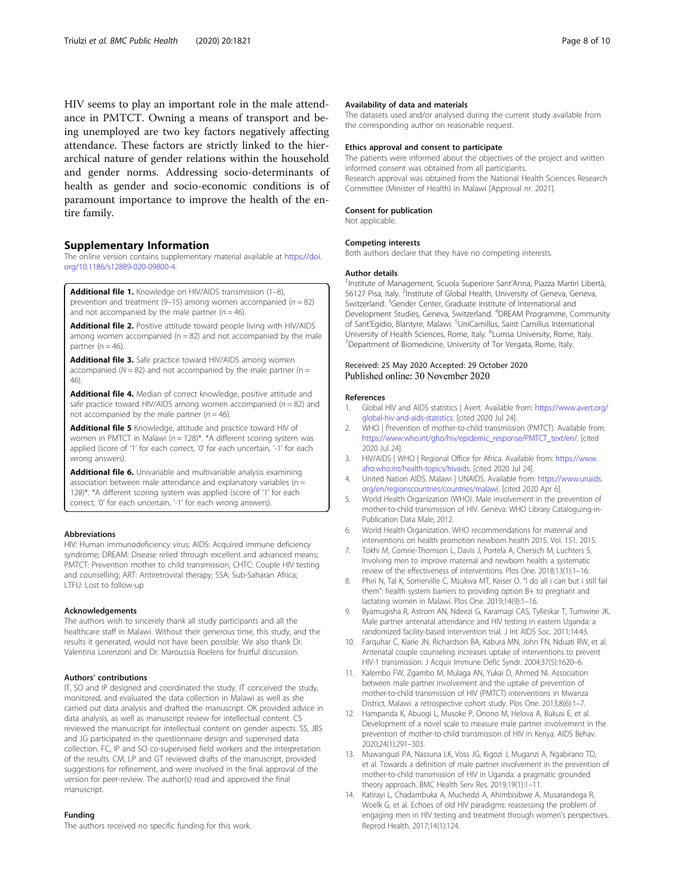HIV seems to play an important role in the male attendance in PMTCT. Owning a means of transport and being unemployed are two key factors negatively affecting attendance. These factors are strictly linked to the hierarchical nature of gender relations within the household and gender norms. Addressing socio-determinants of health as gender and socio-economic conditions is of paramount importance to improve the health of the entire family.

## Supplementary Information

The online version contains supplementary material available at https://doi.org/10.1186/s12889-020-09800-4.

**Additional file 1.** Knowledge on HIV/AIDS transmission (1–8), prevention and treatment (9–15) among women accompanied (n = 82) and not accompanied by the male partner (n = 46).

**Additional file 2.** Positive attitude toward people living with HIV/AIDS among women accompanied (n = 82) and not accompanied by the male partner (n = 46).

**Additional file 3.** Safe practice toward HIV/AIDS among women accompanied (N = 82) and not accompanied by the male partner (n = 46).

**Additional file 4.** Median of correct knowledge, positive attitude and safe practice toward HIV/AIDS among women accompanied (n = 82) and not accompanied by the male partner (n = 46).

**Additional file 5** Knowledge, attitude and practice toward HIV of women in PMTCT in Malawi (n = 128)*. *A different scoring system was applied (score of '1' for each correct, '0' for each uncertain, '-1' for each wrong answers).

**Additional file 6.** Univariable and multivariable analysis examining association between male attendance and explanatory variables (n = 128)*. *A different scoring system was applied (score of '1' for each correct, '0' for each uncertain, '-1' for each wrong answers).

### Abbreviations

HIV: Human immunodeficiency virus; AIDS: Acquired immune deficiency syndrome; DREAM: Disease relied through excellent and advanced means; PMTCT: Prevention mother to child transmission; CHTC: Couple HIV testing and counselling; ART: Antiretroviral therapy; SSA: Sub-Saharan Africa; LTFU: Lost to follow-up

### Acknowledgements

The authors wish to sincerely thank all study participants and all the healthcare staff in Malawi. Without their generous time, this study, and the results it generated, would not have been possible. We also thank Dr. Valentina Lorenzoni and Dr. Maroussia Roelens for fruitful discussion.

### Authors' contributions

IT, SO and IP designed and coordinated the study. IT conceived the study, monitored, and evaluated the data collection in Malawi as well as she carried out data analysis and drafted the manuscript. OK provided advice in data analysis, as well as manuscript review for intellectual content. CS reviewed the manuscript for intellectual content on gender aspects. SS, JBS and JG participated in the questionnaire design and supervised data collection. FC, IP and SO co-supervised field workers and the interpretation of the results. CM, LP and GT reviewed drafts of the manuscript, provided suggestions for refinement, and were involved in the final approval of the version for peer-review. The author(s) read and approved the final manuscript.

### Funding

The authors received no specific funding for this work.

### Availability of data and materials

The datasets used and/or analysed during the current study available from the corresponding author on reasonable request.

### Ethics approval and consent to participate

The patients were informed about the objectives of the project and written informed consent was obtained from all participants.
Research approval was obtained from the National Health Sciences Research Committee (Minister of Health) in Malawi [Approval nr. 2021].

### Consent for publication

Not applicable.

### Competing interests

Both authors declare that they have no competing interests.

### Author details

[1]Institute of Management, Scuola Superiore Sant'Anna, Piazza Martiri Libertà, 56127 Pisa, Italy. [2]Institute of Global Health, University of Geneva, Geneva, Switzerland. [3]Gender Center, Graduate Institute of International and Development Studies, Geneva, Switzerland. [4]DREAM Programme, Community of Sant'Egidio, Blantyre, Malawi. [5]UniCamillus, Saint Camillus International University of Health Sciences, Rome, Italy. [6]Lumsa University, Rome, Italy. [7]Department of Biomedicine, University of Tor Vergata, Rome, Italy.

Received: 25 May 2020 Accepted: 29 October 2020
Published online: 30 November 2020

### References

1. Global HIV and AIDS statistics | Avert. Available from: https://www.avert.org/global-hiv-and-aids-statistics. [cited 2020 Jul 24].
2. WHO | Prevention of mother-to-child transmission (PMTCT). Available from: https://www.who.int/gho/hiv/epidemic_response/PMTCT_text/en/. [cited 2020 Jul 24].
3. HIV/AIDS | WHO | Regional Office for Africa. Available from: https://www.afro.who.int/health-topics/hivaids. [cited 2020 Jul 24].
4. United Nation AIDS. Malawi | UNAIDS. Available from: https://www.unaids.org/en/regionscountries/countries/malawi. [cited 2020 Apr 6].
5. World Health Organization (WHO). Male involvement in the prevention of mother-to-child transmission of HIV. Geneva: WHO Library Cataloguing-in-Publication Data Male; 2012.
6. World Health Organization. WHO recommendations for maternal and interventions on health promotion newborn health 2015. Vol. 151. 2015.
7. Tokhi M, Comrie-Thomson L, Davis J, Portela A, Chersich M, Luchters S. Involving men to improve maternal and newborn health: a systematic review of the effectiveness of interventions. Plos One. 2018;13(1):1–16.
8. Phiri N, Tal K, Somerville C, Msukwa MT, Keiser O. "I do all i can but i still fail them": health system barriers to providing option B+ to pregnant and lactating women in Malawi. Plos One. 2019;14(9):1–16.
9. Byamugisha R, Astrom AN, Ndeezi G, Karamagi CAS, Tylleskar T, Tumwine JK. Male partner antenatal attendance and HIV testing in eastern Uganda: a randomized facility-based intervention trial. J Int AIDS Soc. 2011;14:43.
10. Farquhar C, Kiarie JN, Richardson BA, Kabura MN, John FN, Nduati RW, et al. Antenatal couple counseling increases uptake of interventions to prevent HIV-1 transmission. J Acquir Immune Defic Syndr. 2004;37(5):1620–6.
11. Kalembo FW, Zgambo M, Mulaga AN, Yukai D, Ahmed NI. Association between male partner involvement and the uptake of prevention of mother-to-child transmission of HIV (PMTCT) interventions in Mwanza District, Malawi: a retrospective cohort study. Plos One. 2013;8(6):1–7.
12. Hampanda K, Abuogi L, Musoke P, Onono M, Helova A, Bukusi E, et al. Development of a novel scale to measure male partner involvement in the prevention of mother-to-child transmission of HIV in Kenya. AIDS Behav. 2020;24(1):291–303.
13. Muwanguzi PA, Nassuna LK, Voss JG, Kigozi J, Muganzi A, Ngabirano TD, et al. Towards a definition of male partner involvement in the prevention of mother-to-child transmission of HIV in Uganda: a pragmatic grounded theory approach. BMC Health Serv Res. 2019;19(1):1–11.
14. Katirayi L, Chadambuka A, Muchedzi A, Ahimbisibwe A, Musarandega R, Woelk G, et al. Echoes of old HIV paradigms: reassessing the problem of engaging men in HIV testing and treatment through women's perspectives. Reprod Health. 2017;14(1):124.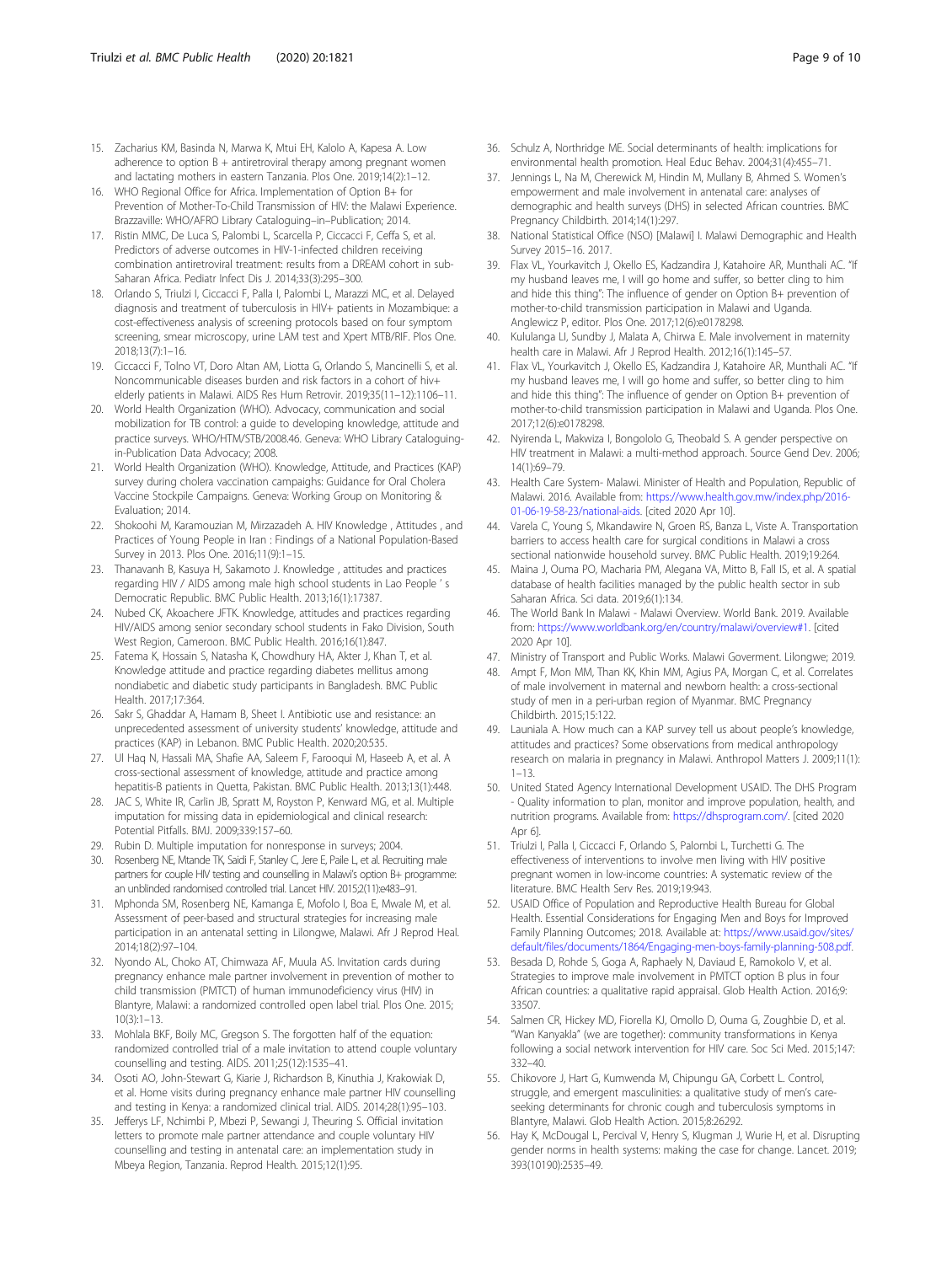15. Zacharius KM, Basinda N, Marwa K, Mtui EH, Kalolo A, Kapesa A. Low adherence to option B + antiretroviral therapy among pregnant women and lactating mothers in eastern Tanzania. Plos One. 2019;14(2):1–12.
16. WHO Regional Office for Africa. Implementation of Option B+ for Prevention of Mother-To-Child Transmission of HIV: the Malawi Experience. Brazzaville: WHO/AFRO Library Cataloguing–in–Publication; 2014.
17. Ristin MMC, De Luca S, Palombi L, Scarcella P, Ciccacci F, Ceffa S, et al. Predictors of adverse outcomes in HIV-1-infected children receiving combination antiretroviral treatment: results from a DREAM cohort in sub-Saharan Africa. Pediatr Infect Dis J. 2014;33(3):295–300.
18. Orlando S, Triulzi I, Ciccacci F, Palla I, Palombi L, Marazzi MC, et al. Delayed diagnosis and treatment of tuberculosis in HIV+ patients in Mozambique: a cost-effectiveness analysis of screening protocols based on four symptom screening, smear microscopy, urine LAM test and Xpert MTB/RIF. Plos One. 2018;13(7):1–16.
19. Ciccacci F, Tolno VT, Doro Altan AM, Liotta G, Orlando S, Mancinelli S, et al. Noncommunicable diseases burden and risk factors in a cohort of hiv+ elderly patients in Malawi. AIDS Res Hum Retrovir. 2019;35(11–12):1106–11.
20. World Health Organization (WHO). Advocacy, communication and social mobilization for TB control: a guide to developing knowledge, attitude and practice surveys. WHO/HTM/STB/2008.46. Geneva: WHO Library Cataloguing-in-Publication Data Advocacy; 2008.
21. World Health Organization (WHO). Knowledge, Attitude, and Practices (KAP) survey during cholera vaccination campaigns: Guidance for Oral Cholera Vaccine Stockpile Campaigns. Geneva: Working Group on Monitoring & Evaluation; 2014.
22. Shokoohi M, Karamouzian M, Mirzazadeh A. HIV Knowledge , Attitudes , and Practices of Young People in Iran : Findings of a National Population-Based Survey in 2013. Plos One. 2016;11(9):1–15.
23. Thanavanh B, Kasuya H, Sakamoto J. Knowledge , attitudes and practices regarding HIV / AIDS among male high school students in Lao People ' s Democratic Republic. BMC Public Health. 2013;16(1):17387.
24. Nubed CK, Akoachere JFTK. Knowledge, attitudes and practices regarding HIV/AIDS among senior secondary school students in Fako Division, South West Region, Cameroon. BMC Public Health. 2016;16(1):847.
25. Fatema K, Hossain S, Natasha K, Chowdhury HA, Akter J, Khan T, et al. Knowledge attitude and practice regarding diabetes mellitus among nondiabetic and diabetic study participants in Bangladesh. BMC Public Health. 2017;17:364.
26. Sakr S, Ghaddar A, Hamam B, Sheet I. Antibiotic use and resistance: an unprecedented assessment of university students' knowledge, attitude and practices (KAP) in Lebanon. BMC Public Health. 2020;20:535.
27. Ul Haq N, Hassali MA, Shafie AA, Saleem F, Farooqui M, Haseeb A, et al. A cross-sectional assessment of knowledge, attitude and practice among hepatitis-B patients in Quetta, Pakistan. BMC Public Health. 2013;13(1):448.
28. JAC S, White IR, Carlin JB, Spratt M, Royston P, Kenward MG, et al. Multiple imputation for missing data in epidemiological and clinical research: Potential Pitfalls. BMJ. 2009;339:157–60.
29. Rubin D. Multiple imputation for nonresponse in surveys; 2004.
30. Rosenberg NE, Mtande TK, Saidi F, Stanley C, Jere E, Paile L, et al. Recruiting male partners for couple HIV testing and counselling in Malawi's option B+ programme: an unblinded randomised controlled trial. Lancet HIV. 2015;2(11):e483–91.
31. Mphonda SM, Rosenberg NE, Kamanga E, Mofolo I, Boa E, Mwale M, et al. Assessment of peer-based and structural strategies for increasing male participation in an antenatal setting in Lilongwe, Malawi. Afr J Reprod Heal. 2014;18(2):97–104.
32. Nyondo AL, Choko AT, Chimwaza AF, Muula AS. Invitation cards during pregnancy enhance male partner involvement in prevention of mother to child transmission (PMTCT) of human immunodeficiency virus (HIV) in Blantyre, Malawi: a randomized controlled open label trial. Plos One. 2015; 10(3):1–13.
33. Mohlala BKF, Boily MC, Gregson S. The forgotten half of the equation: randomized controlled trial of a male invitation to attend couple voluntary counselling and testing. AIDS. 2011;25(12):1535–41.
34. Osoti AO, John-Stewart G, Kiarie J, Richardson B, Kinuthia J, Krakowiak D, et al. Home visits during pregnancy enhance male partner HIV counselling and testing in Kenya: a randomized clinical trial. AIDS. 2014;28(1):95–103.
35. Jefferys LF, Nchimbi P, Mbezi P, Sewangi J, Theuring S. Official invitation letters to promote male partner attendance and couple voluntary HIV counselling and testing in antenatal care: an implementation study in Mbeya Region, Tanzania. Reprod Health. 2015;12(1):95.
36. Schulz A, Northridge ME. Social determinants of health: implications for environmental health promotion. Heal Educ Behav. 2004;31(4):455–71.
37. Jennings L, Na M, Cherewick M, Hindin M, Mullany B, Ahmed S. Women's empowerment and male involvement in antenatal care: analyses of demographic and health surveys (DHS) in selected African countries. BMC Pregnancy Childbirth. 2014;14(1):297.
38. National Statistical Office (NSO) [Malawi] I. Malawi Demographic and Health Survey 2015–16. 2017.
39. Flax VL, Yourkavitch J, Okello ES, Kadzandira J, Katahoire AR, Munthali AC. "If my husband leaves me, I will go home and suffer, so better cling to him and hide this thing": The influence of gender on Option B+ prevention of mother-to-child transmission participation in Malawi and Uganda. Anglewicz P, editor. Plos One. 2017;12(6):e0178298.
40. Kululanga LI, Sundby J, Malata A, Chirwa E. Male involvement in maternity health care in Malawi. Afr J Reprod Health. 2012;16(1):145–57.
41. Flax VL, Yourkavitch J, Okello ES, Kadzandira J, Katahoire AR, Munthali AC. "If my husband leaves me, I will go home and suffer, so better cling to him and hide this thing": The influence of gender on Option B+ prevention of mother-to-child transmission participation in Malawi and Uganda. Plos One. 2017;12(6):e0178298.
42. Nyirenda L, Makwiza I, Bongololo G, Theobald S. A gender perspective on HIV treatment in Malawi: a multi-method approach. Source Gend Dev. 2006; 14(1):69–79.
43. Health Care System- Malawi. Minister of Health and Population, Republic of Malawi. 2016. Available from: https://www.health.gov.mw/index.php/2016-01-06-19-58-23/national-aids. [cited 2020 Apr 10].
44. Varela C, Young S, Mkandawire N, Groen RS, Banza L, Viste A. Transportation barriers to access health care for surgical conditions in Malawi a cross sectional nationwide household survey. BMC Public Health. 2019;19:264.
45. Maina J, Ouma PO, Macharia PM, Alegana VA, Mitto B, Fall IS, et al. A spatial database of health facilities managed by the public health sector in sub Saharan Africa. Sci data. 2019;6(1):134.
46. The World Bank In Malawi - Malawi Overview. World Bank. 2019. Available from: https://www.worldbank.org/en/country/malawi/overview#1. [cited 2020 Apr 10].
47. Ministry of Transport and Public Works. Malawi Goverment. Lilongwe; 2019.
48. Ampt F, Mon MM, Than KK, Khin MM, Agius PA, Morgan C, et al. Correlates of male involvement in maternal and newborn health: a cross-sectional study of men in a peri-urban region of Myanmar. BMC Pregnancy Childbirth. 2015;15:122.
49. Launiala A. How much can a KAP survey tell us about people's knowledge, attitudes and practices? Some observations from medical anthropology research on malaria in pregnancy in Malawi. Anthropol Matters J. 2009;11(1): 1–13.
50. United Stated Agency International Development USAID. The DHS Program - Quality information to plan, monitor and improve population, health, and nutrition programs. Available from: https://dhsprogram.com/. [cited 2020 Apr 6].
51. Triulzi I, Palla I, Ciccacci F, Orlando S, Palombi L, Turchetti G. The effectiveness of interventions to involve men living with HIV positive pregnant women in low-income countries: A systematic review of the literature. BMC Health Serv Res. 2019;19:943.
52. USAID Office of Population and Reproductive Health Bureau for Global Health. Essential Considerations for Engaging Men and Boys for Improved Family Planning Outcomes; 2018. Available at: https://www.usaid.gov/sites/default/files/documents/1864/Engaging-men-boys-family-planning-508.pdf.
53. Besada D, Rohde S, Goga A, Raphaely N, Daviaud E, Ramokolo V, et al. Strategies to improve male involvement in PMTCT option B plus in four African countries: a qualitative rapid appraisal. Glob Health Action. 2016;9: 33507.
54. Salmen CR, Hickey MD, Fiorella KJ, Omollo D, Ouma G, Zoughbie D, et al. "Wan Kanyakla" (we are together): community transformations in Kenya following a social network intervention for HIV care. Soc Sci Med. 2015;147: 332–40.
55. Chikovore J, Hart G, Kumwenda M, Chipungu GA, Corbett L. Control, struggle, and emergent masculinities: a qualitative study of men's care-seeking determinants for chronic cough and tuberculosis symptoms in Blantyre, Malawi. Glob Health Action. 2015;8:26292.
56. Hay K, McDougal L, Percival V, Henry S, Klugman J, Wurie H, et al. Disrupting gender norms in health systems: making the case for change. Lancet. 2019; 393(10190):2535–49.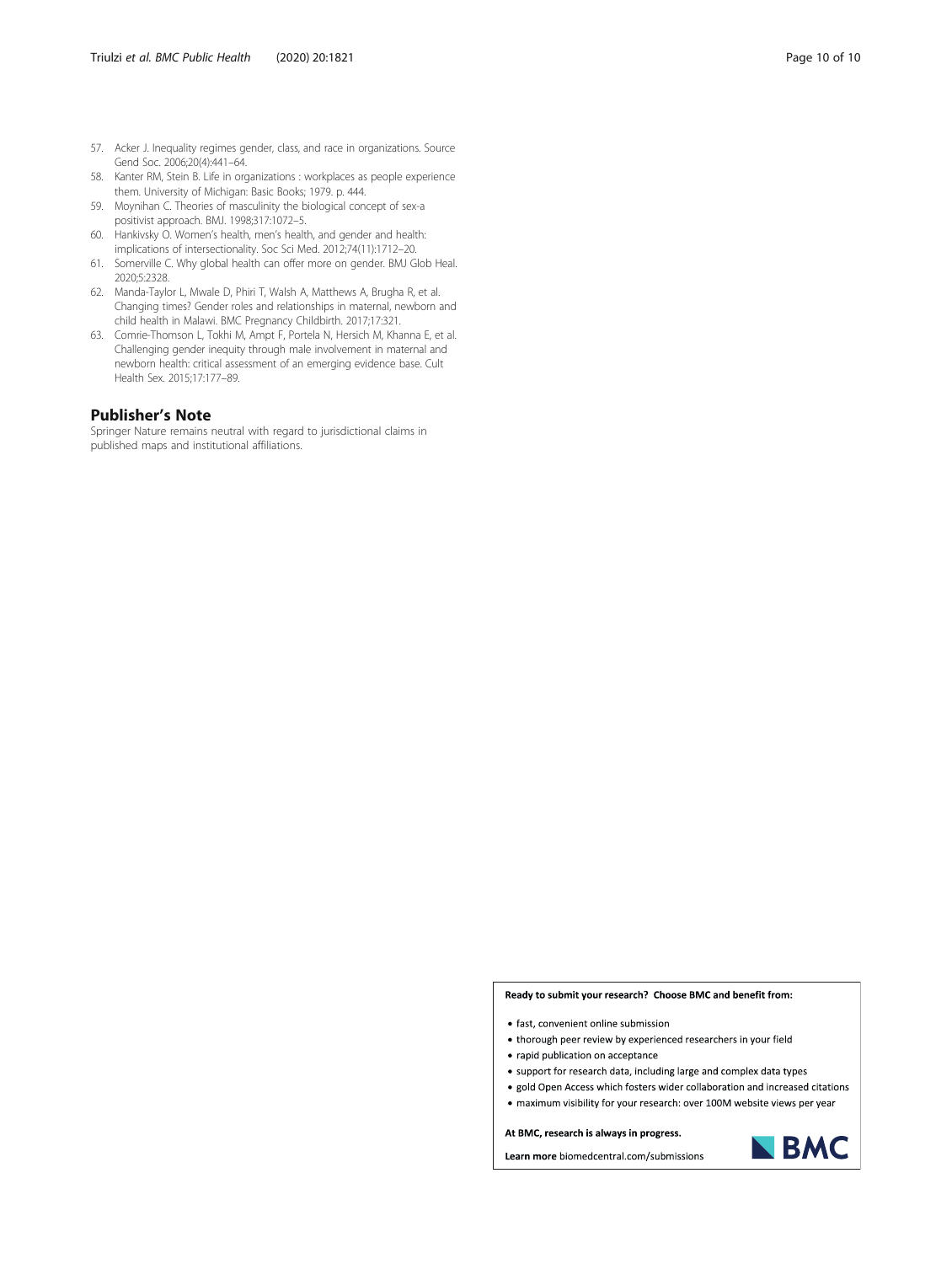57. Acker J. Inequality regimes gender, class, and race in organizations. Source Gend Soc. 2006;20(4):441–64.
58. Kanter RM, Stein B. Life in organizations : workplaces as people experience them. University of Michigan: Basic Books; 1979. p. 444.
59. Moynihan C. Theories of masculinity the biological concept of sex-a positivist approach. BMJ. 1998;317:1072–5.
60. Hankivsky O. Women's health, men's health, and gender and health: implications of intersectionality. Soc Sci Med. 2012;74(11):1712–20.
61. Somerville C. Why global health can offer more on gender. BMJ Glob Heal. 2020;5:2328.
62. Manda-Taylor L, Mwale D, Phiri T, Walsh A, Matthews A, Brugha R, et al. Changing times? Gender roles and relationships in maternal, newborn and child health in Malawi. BMC Pregnancy Childbirth. 2017;17:321.
63. Comrie-Thomson L, Tokhi M, Ampt F, Portela N, Hersich M, Khanna E, et al. Challenging gender inequity through male involvement in maternal and newborn health: critical assessment of an emerging evidence base. Cult Health Sex. 2015;17:177–89.

## Publisher's Note

Springer Nature remains neutral with regard to jurisdictional claims in published maps and institutional affiliations.

**Ready to submit your research? Choose BMC and benefit from:**

- fast, convenient online submission
- thorough peer review by experienced researchers in your field
- rapid publication on acceptance
- support for research data, including large and complex data types
- gold Open Access which fosters wider collaboration and increased citations
- maximum visibility for your research: over 100M website views per year

**At BMC, research is always in progress.**

**Learn more** biomedcentral.com/submissions

BMC